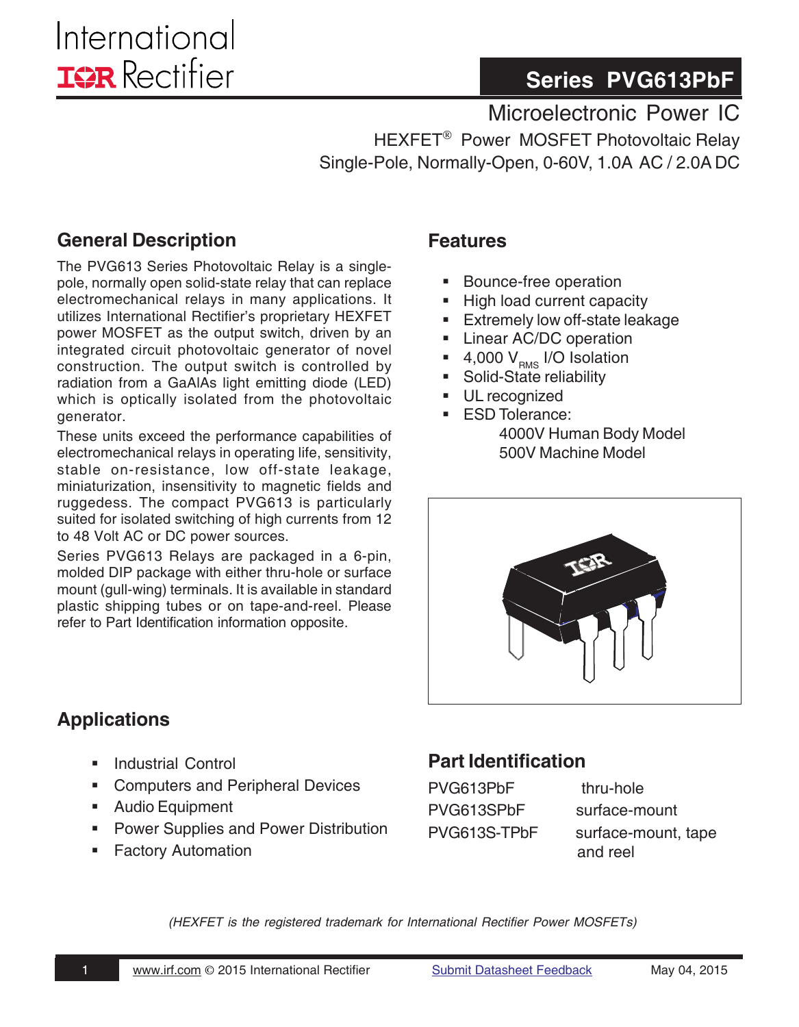International Rectifier

# Series PVG613PbF

## Microelectronic Power IC

HEXFET® Power MOSFET Photovoltaic Relay

Single-Pole, Normally-Open, 0-60V, 1.0A AC / 2.0A DC

## General Description

The PVG613 Series Photovoltaic Relay is a single-pole, normally open solid-state relay that can replace electromechanical relays in many applications. It utilizes International Rectifier's proprietary HEXFET power MOSFET as the output switch, driven by an integrated circuit photovoltaic generator of novel construction. The output switch is controlled by radiation from a GaAlAs light emitting diode (LED) which is optically isolated from the photovoltaic generator.

These units exceed the performance capabilities of electromechanical relays in operating life, sensitivity, stable on-resistance, low off-state leakage, miniaturization, insensitivity to magnetic fields and ruggedess. The compact PVG613 is particularly suited for isolated switching of high currents from 12 to 48 Volt AC or DC power sources.

Series PVG613 Relays are packaged in a 6-pin, molded DIP package with either thru-hole or surface mount (gull-wing) terminals. It is available in standard plastic shipping tubes or on tape-and-reel. Please refer to Part Identification information opposite.

## Features

- Bounce-free operation
- High load current capacity
- Extremely low off-state leakage
- Linear AC/DC operation
- 4,000 $V_{RMS}$ I/O Isolation
- Solid-State reliability
- UL recognized
- ESD Tolerance:
  - 4000V Human Body Model
  - 500V Machine Model

## Applications

- Industrial Control
- Computers and Peripheral Devices
- Audio Equipment
- Power Supplies and Power Distribution
- Factory Automation

## Part Identification

| | |
|---|---|
| PVG613PbF | thru-hole |
| PVG613SPbF | surface-mount |
| PVG613S-TPbF | surface-mount, tape and reel |

*(HEXFET is the registered trademark for International Rectifier Power MOSFETs)*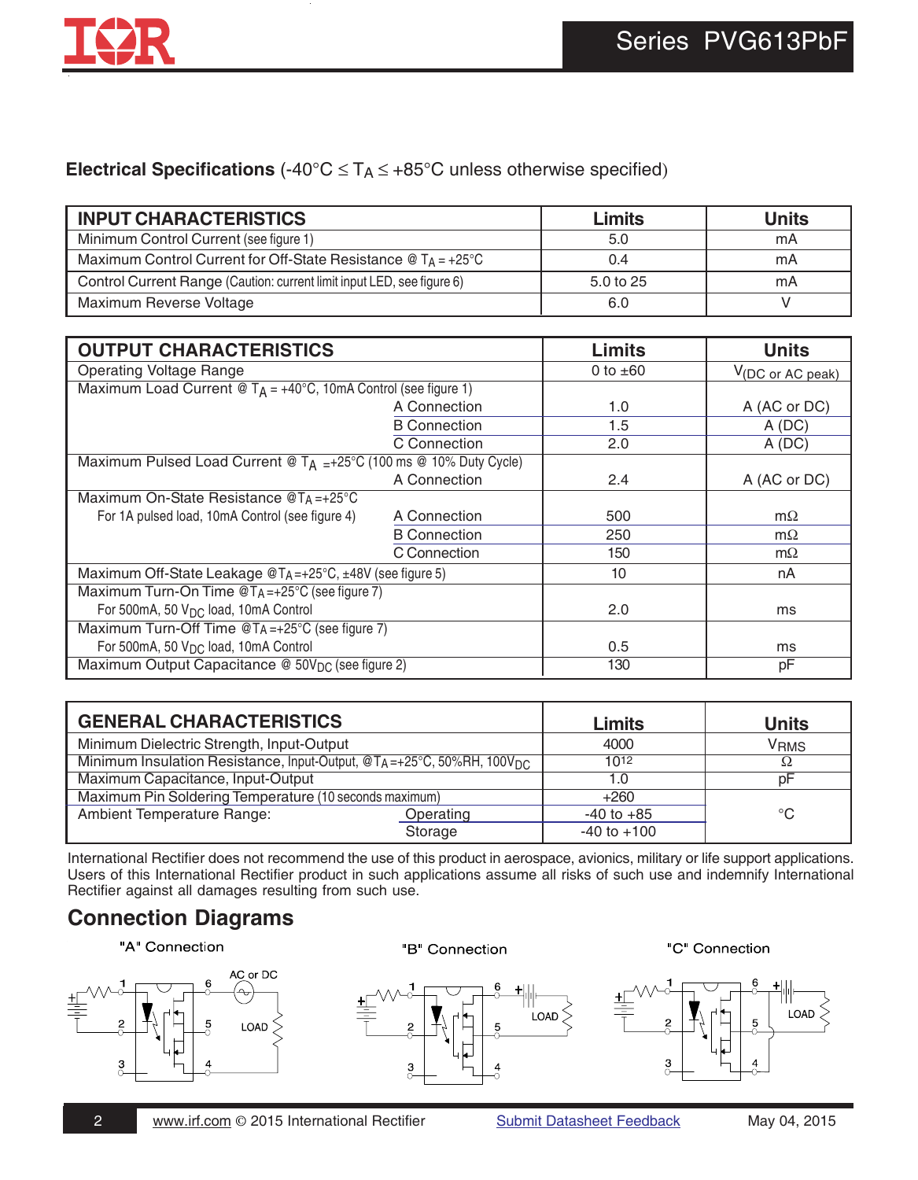## Electrical Specifications (-40°C ≤ $T_A$ ≤ +85°C unless otherwise specified)

| INPUT CHARACTERISTICS | Limits | Units |
|---|---|---|
| Minimum Control Current (see figure 1) | 5.0 | mA |
| Maximum Control Current for Off-State Resistance @ $T_A$ = +25°C | 0.4 | mA |
| Control Current Range (Caution: current limit input LED, see figure 6) | 5.0 to 25 | mA |
| Maximum Reverse Voltage | 6.0 | V |

| OUTPUT CHARACTERISTICS | | Limits | Units |
|---|---|---|---|
| Operating Voltage Range | | 0 to ±60 | $V_{(DC\ or\ AC\ peak)}$ |
| Maximum Load Current @ $T_A$ = +40°C, 10mA Control (see figure 1) | | | |
| | A Connection | 1.0 | A (AC or DC) |
| | B Connection | 1.5 | A (DC) |
| | C Connection | 2.0 | A (DC) |
| Maximum Pulsed Load Current @ $T_A$ =+25°C (100 ms @ 10% Duty Cycle) | | | |
| | A Connection | 2.4 | A (AC or DC) |
| Maximum On-State Resistance @$T_A$=+25°C | | | |
| For 1A pulsed load, 10mA Control (see figure 4) | A Connection | 500 | mΩ |
| | B Connection | 250 | mΩ |
| | C Connection | 150 | mΩ |
| Maximum Off-State Leakage @$T_A$=+25°C, ±48V (see figure 5) | | 10 | nA |
| Maximum Turn-On Time @$T_A$=+25°C (see figure 7) For 500mA, 50 $V_{DC}$ load, 10mA Control | | 2.0 | ms |
| Maximum Turn-Off Time @$T_A$=+25°C (see figure 7) For 500mA, 50 $V_{DC}$ load, 10mA Control | | 0.5 | ms |
| Maximum Output Capacitance @ 50$V_{DC}$ (see figure 2) | | 130 | pF |

| GENERAL CHARACTERISTICS | | Limits | Units |
|---|---|---|---|
| Minimum Dielectric Strength, Input-Output | | 4000 | $V_{RMS}$ |
| Minimum Insulation Resistance, Input-Output, @$T_A$=+25°C, 50%RH, 100$V_{DC}$ | | $10^{12}$ | Ω |
| Maximum Capacitance, Input-Output | | 1.0 | pF |
| Maximum Pin Soldering Temperature (10 seconds maximum) | | +260 | °C |
| Ambient Temperature Range: | Operating | -40 to +85 | °C |
| | Storage | -40 to +100 | °C |

International Rectifier does not recommend the use of this product in aerospace, avionics, military or life support applications. Users of this International Rectifier product in such applications assume all risks of such use and indemnify International Rectifier against all damages resulting from such use.

## Connection Diagrams

"A" Connection

"B" Connection

"C" Connection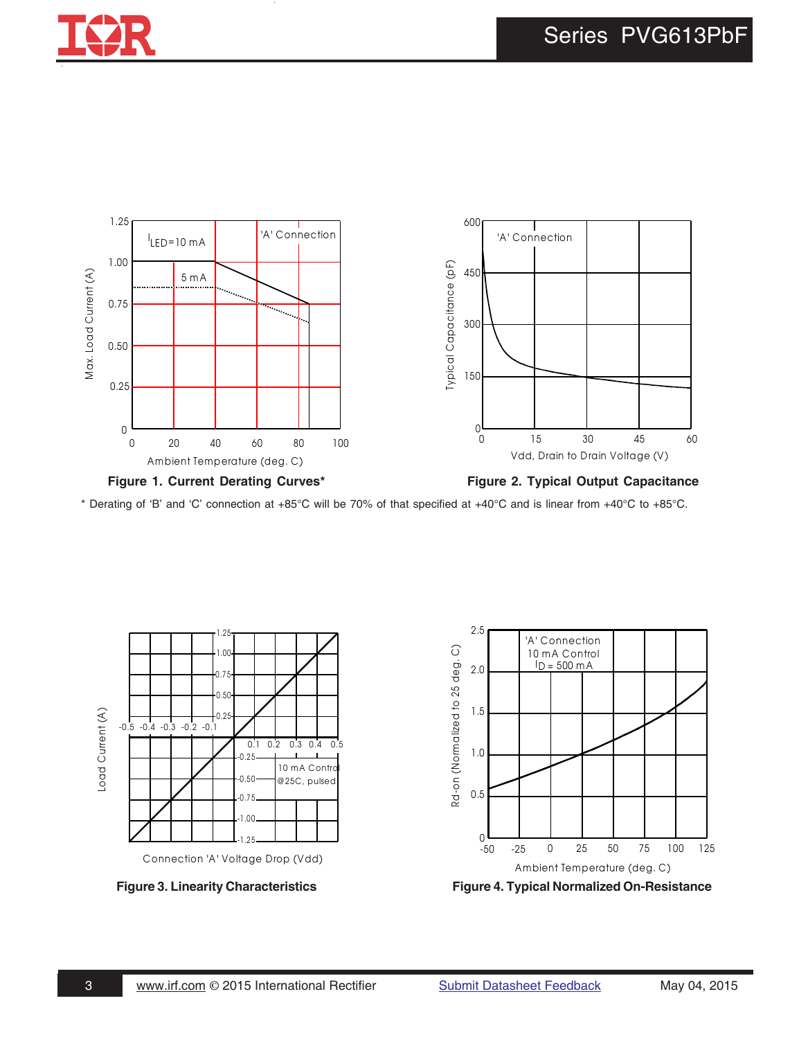**Figure 1. Current Derating Curves***

**Figure 2. Typical Output Capacitance**

* Derating of 'B' and 'C' connection at +85°C will be 70% of that specified at +40°C and is linear from +40°C to +85°C.

**Figure 3. Linearity Characteristics**

**Figure 4. Typical Normalized On-Resistance**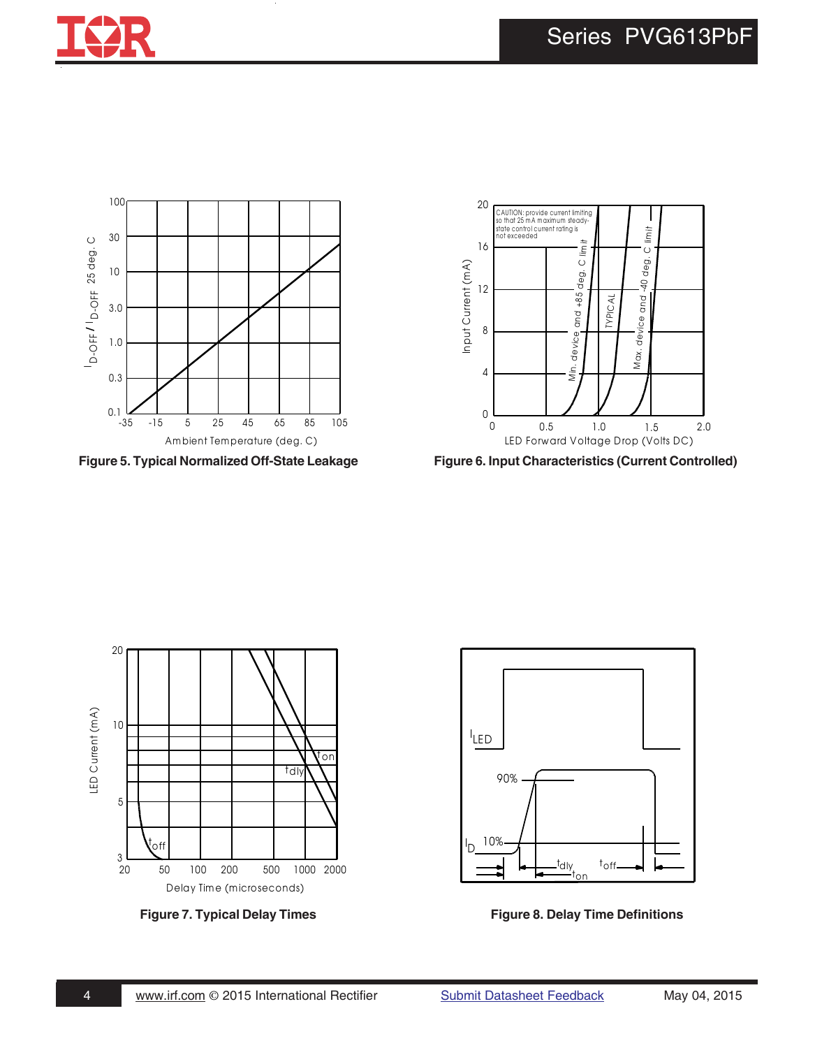Figure 5. Typical Normalized Off-State Leakage

Figure 6. Input Characteristics (Current Controlled)

Figure 7. Typical Delay Times

Figure 8. Delay Time Definitions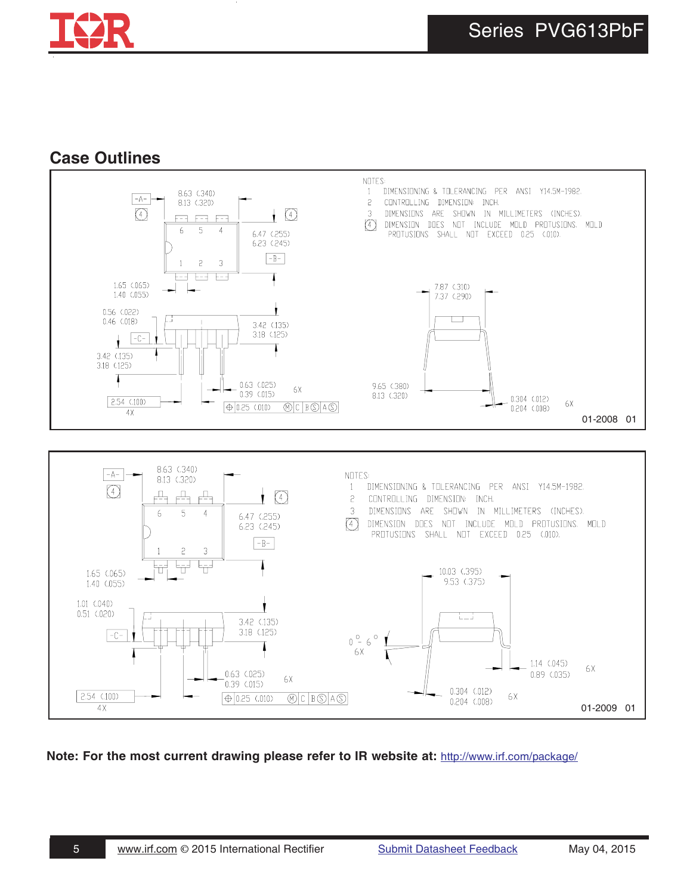## Case Outlines

NOTES:
1. DIMENSIONING & TOLERANCING PER ANSI Y14.5M-1982.
2. CONTROLLING DIMENSION: INCH.
3. DIMENSIONS ARE SHOWN IN MILLIMETERS (INCHES).
4. DIMENSION DOES NOT INCLUDE MOLD PROTUSIONS. MOLD PROTUSIONS SHALL NOT EXCEED 0.25 (.010).

01-2008 01

NOTES:
1. DIMENSIONING & TOLERANCING PER ANSI Y14.5M-1982.
2. CONTROLLING DIMENSION: INCH.
3. DIMENSIONS ARE SHOWN IN MILLIMETERS (INCHES).
4. DIMENSION DOES NOT INCLUDE MOLD PROTUSIONS. MOLD PROTUSIONS SHALL NOT EXCEED 0.25 (.010).

01-2009 01

**Note: For the most current drawing please refer to IR website at:** http://www.irf.com/package/

www.irf.com © 2015 International Rectifier Submit Datasheet Feedback May 04, 2015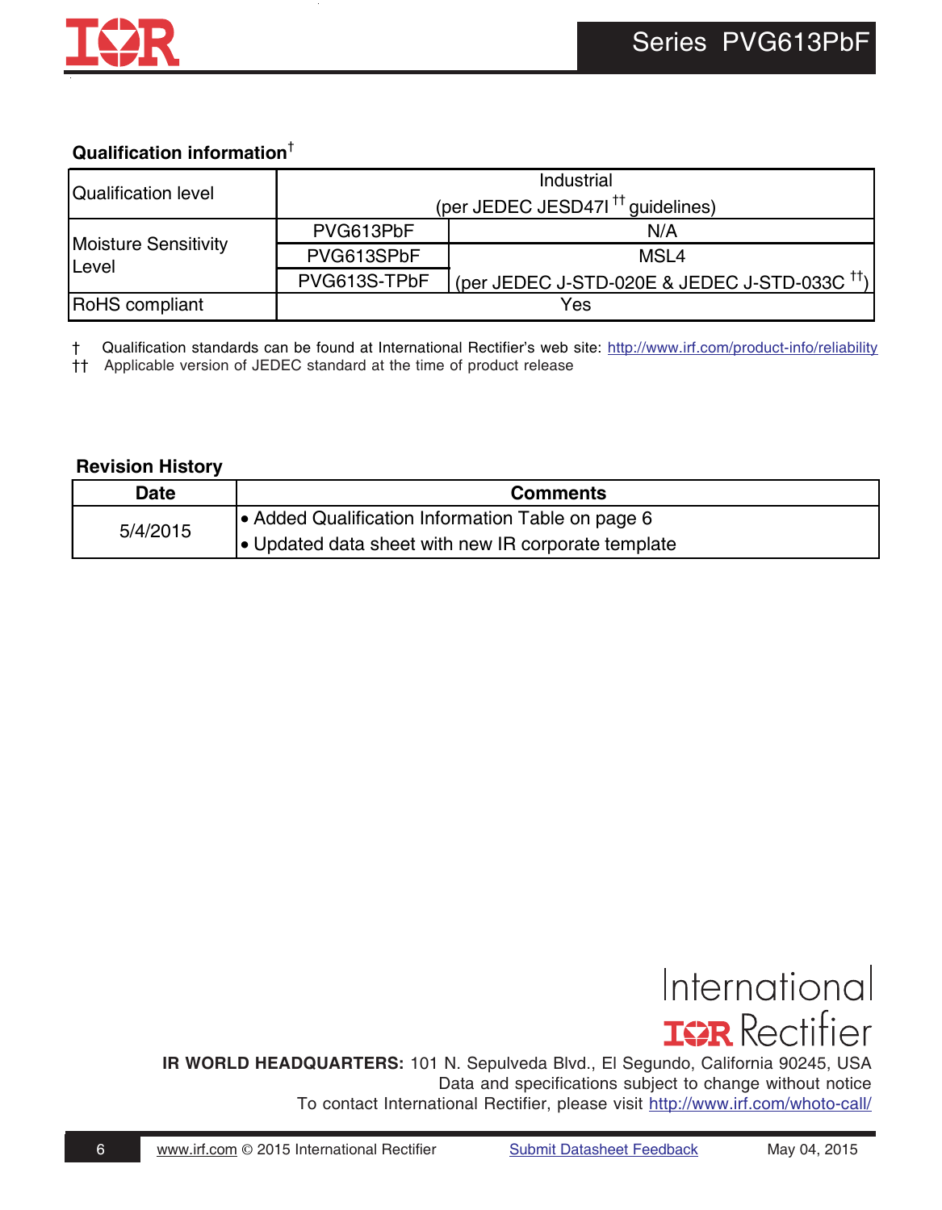## Qualification information†

| | | |
|---|---|---|
| Qualification level | Industrial (per JEDEC JESD47I †† guidelines) | |
| Moisture Sensitivity Level | PVG613PbF | N/A |
| | PVG613SPbF | MSL4 (per JEDEC J-STD-020E & JEDEC J-STD-033C ††) |
| | PVG613S-TPbF | |
| RoHS compliant | Yes | |

† Qualification standards can be found at International Rectifier's web site: http://www.irf.com/product-info/reliability

†† Applicable version of JEDEC standard at the time of product release

## Revision History

| Date | Comments |
|---|---|
| 5/4/2015 | • Added Qualification Information Table on page 6<br>• Updated data sheet with new IR corporate template |

International Rectifier

**IR WORLD HEADQUARTERS:** 101 N. Sepulveda Blvd., El Segundo, California 90245, USA
Data and specifications subject to change without notice
To contact International Rectifier, please visit http://www.irf.com/whoto-call/